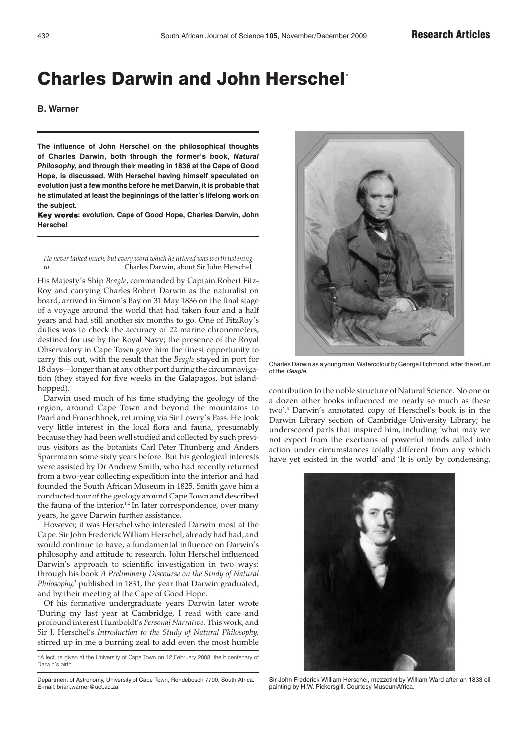# Charles Darwin and John Herschel*

**B. Warner**

**The influence of John Herschel on the philosophical thoughts of Charles Darwin, both through the former's book, *Natural Philosophy*, and through their meeting in 1836 at the Cape of Good Hope, is discussed. With Herschel having himself speculated on evolution just a few months before he met Darwin, it is probable that he stimulated at least the beginnings of the latter's lifelong work on the subject.**

**Key words: evolution, Cape of Good Hope, Charles Darwin, John Herschel**

> *He never talked much, but every word which he uttered was worth listening to.*
> Charles Darwin, about Sir John Herschel

His Majesty's Ship *Beagle*, commanded by Captain Robert FitzRoy and carrying Charles Robert Darwin as the naturalist on board, arrived in Simon's Bay on 31 May 1836 on the final stage of a voyage around the world that had taken four and a half years and had still another six months to go. One of FitzRoy's duties was to check the accuracy of 22 marine chronometers, destined for use by the Royal Navy; the presence of the Royal Observatory in Cape Town gave him the finest opportunity to carry this out, with the result that the *Beagle* stayed in port for 18 days—longer than at any other port during the circumnavigation (they stayed for five weeks in the Galapagos, but island-hopped).

Darwin used much of his time studying the geology of the region, around Cape Town and beyond the mountains to Paarl and Franschhoek, returning via Sir Lowry's Pass. He took very little interest in the local flora and fauna, presumably because they had been well studied and collected by such previous visitors as the botanists Carl Peter Thunberg and Anders Sparrmann some sixty years before. But his geological interests were assisted by Dr Andrew Smith, who had recently returned from a two-year collecting expedition into the interior and had founded the South African Museum in 1825. Smith gave him a conducted tour of the geology around Cape Town and described the fauna of the interior.[1,2] In later correspondence, over many years, he gave Darwin further assistance.

However, it was Herschel who interested Darwin most at the Cape. Sir John Frederick William Herschel, already had had, and would continue to have, a fundamental influence on Darwin's philosophy and attitude to research. John Herschel influenced Darwin's approach to scientific investigation in two ways: through his book *A Preliminary Discourse on the Study of Natural Philosophy*,[3] published in 1831, the year that Darwin graduated, and by their meeting at the Cape of Good Hope.

Of his formative undergraduate years Darwin later wrote 'During my last year at Cambridge, I read with care and profound interest Humboldt's *Personal Narrative*. This work, and Sir J. Herschel's *Introduction to the Study of Natural Philosophy*, stirred up in me a burning zeal to add even the most humble contribution to the noble structure of Natural Science. No one or a dozen other books influenced me nearly so much as these two'.[4] Darwin's annotated copy of Herschel's book is in the Darwin Library section of Cambridge University Library; he underscored parts that inspired him, including 'what may we not expect from the exertions of powerful minds called into action under circumstances totally different from any which have yet existed in the world' and 'It is only by condensing,

Charles Darwin as a young man. Watercolour by George Richmond, after the return of the *Beagle*.

Sir John Frederick William Herschel, mezzotint by William Ward after an 1833 oil painting by H.W. Pickersgill. Courtesy MuseumAfrica.

*A lecture given at the University of Cape Town on 12 February 2008, the bicentenary of Darwin's birth.

Department of Astronomy, University of Cape Town, Rondebosch 7700, South Africa. E-mail: brian.warner@uct.ac.za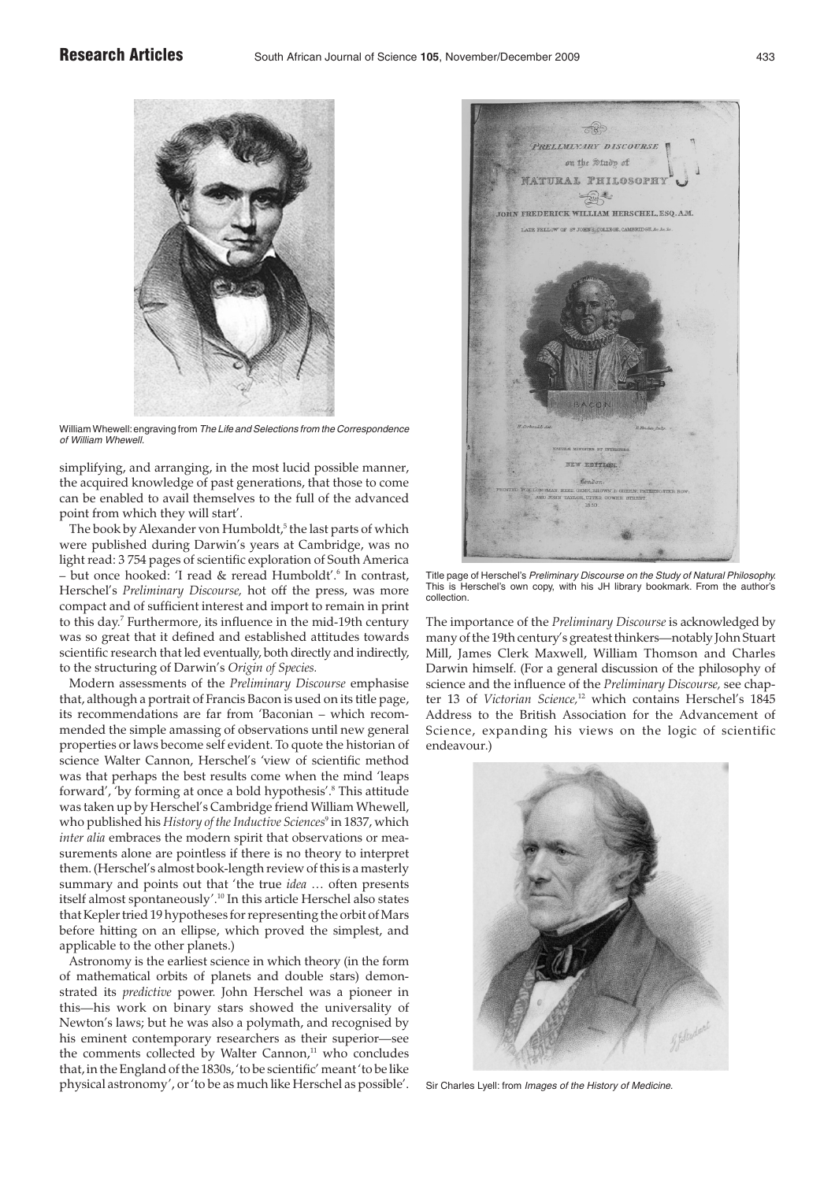William Whewell: engraving from *The Life and Selections from the Correspondence of William Whewell.*

simplifying, and arranging, in the most lucid possible manner, the acquired knowledge of past generations, that those to come can be enabled to avail themselves to the full of the advanced point from which they will start'.

The book by Alexander von Humboldt,[5] the last parts of which were published during Darwin's years at Cambridge, was no light read: 3 754 pages of scientific exploration of South America – but once hooked: 'I read & reread Humboldt'.[6] In contrast, Herschel's *Preliminary Discourse*, hot off the press, was more compact and of sufficient interest and import to remain in print to this day.[7] Furthermore, its influence in the mid-19th century was so great that it defined and established attitudes towards scientific research that led eventually, both directly and indirectly, to the structuring of Darwin's *Origin of Species.*

Modern assessments of the *Preliminary Discourse* emphasise that, although a portrait of Francis Bacon is used on its title page, its recommendations are far from 'Baconian – which recommended the simple amassing of observations until new general properties or laws become self evident. To quote the historian of science Walter Cannon, Herschel's 'view of scientific method was that perhaps the best results come when the mind 'leaps forward', 'by forming at once a bold hypothesis'.[8] This attitude was taken up by Herschel's Cambridge friend William Whewell, who published his *History of the Inductive Sciences*[9] in 1837, which *inter alia* embraces the modern spirit that observations or measurements alone are pointless if there is no theory to interpret them. (Herschel's almost book-length review of this is a masterly summary and points out that 'the true *idea* … often presents itself almost spontaneously'.[10] In this article Herschel also states that Kepler tried 19 hypotheses for representing the orbit of Mars before hitting on an ellipse, which proved the simplest, and applicable to the other planets.)

Astronomy is the earliest science in which theory (in the form of mathematical orbits of planets and double stars) demonstrated its *predictive* power. John Herschel was a pioneer in this—his work on binary stars showed the universality of Newton's laws; but he was also a polymath, and recognised by his eminent contemporary researchers as their superior—see the comments collected by Walter Cannon,[11] who concludes that, in the England of the 1830s, 'to be scientific' meant 'to be like physical astronomy', or 'to be as much like Herschel as possible'.

Title page of Herschel's *Preliminary Discourse on the Study of Natural Philosophy.* This is Herschel's own copy, with his JH library bookmark. From the author's collection.

The importance of the *Preliminary Discourse* is acknowledged by many of the 19th century's greatest thinkers—notably John Stuart Mill, James Clerk Maxwell, William Thomson and Charles Darwin himself. (For a general discussion of the philosophy of science and the influence of the *Preliminary Discourse*, see chapter 13 of *Victorian Science*,[12] which contains Herschel's 1845 Address to the British Association for the Advancement of Science, expanding his views on the logic of scientific endeavour.)

Sir Charles Lyell: from *Images of the History of Medicine.*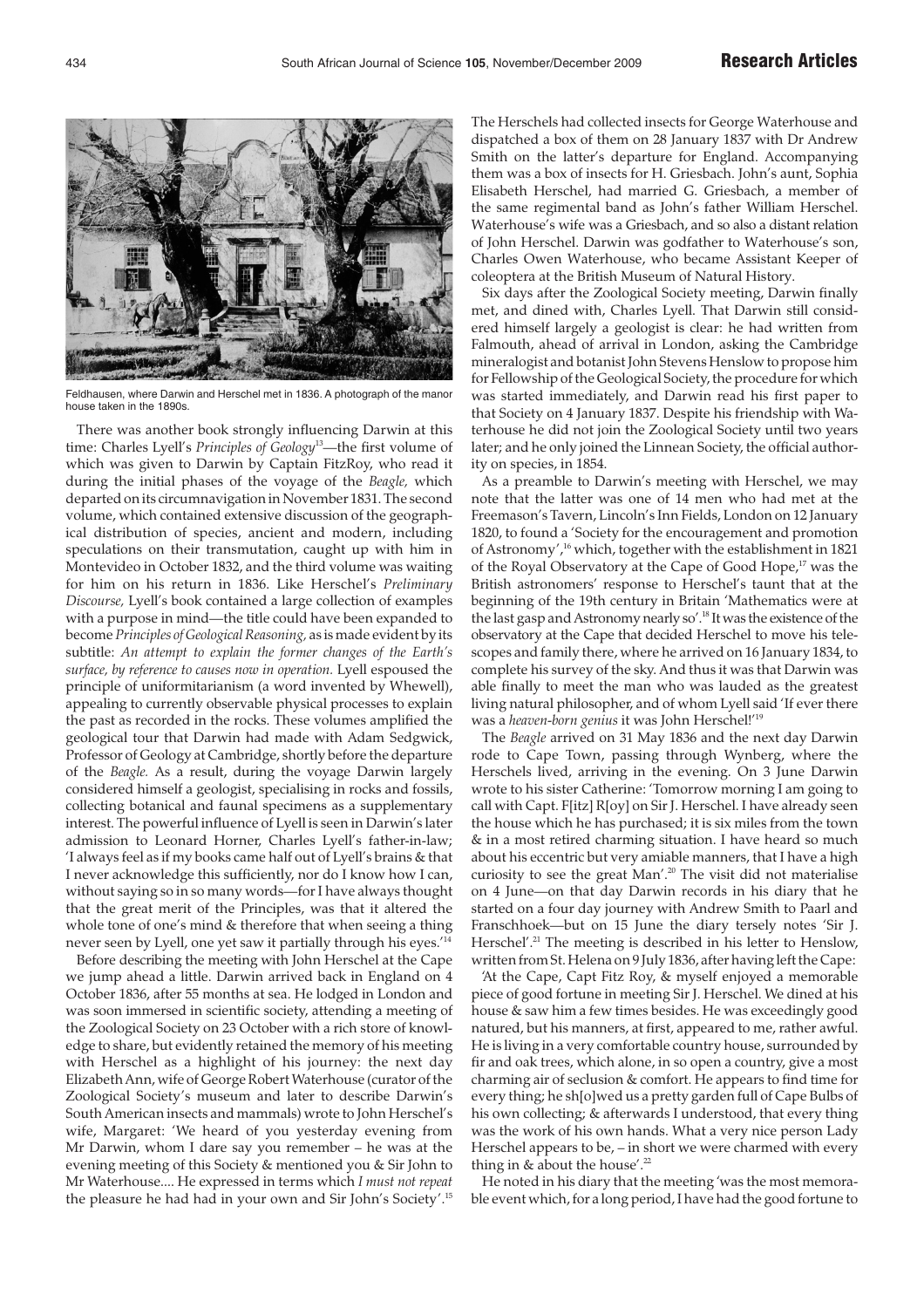Feldhausen, where Darwin and Herschel met in 1836. A photograph of the manor house taken in the 1890s.

There was another book strongly influencing Darwin at this time: Charles Lyell's *Principles of Geology*[13]—the first volume of which was given to Darwin by Captain FitzRoy, who read it during the initial phases of the voyage of the *Beagle,* which departed on its circumnavigation in November 1831. The second volume, which contained extensive discussion of the geographical distribution of species, ancient and modern, including speculations on their transmutation, caught up with him in Montevideo in October 1832, and the third volume was waiting for him on his return in 1836. Like Herschel's *Preliminary Discourse,* Lyell's book contained a large collection of examples with a purpose in mind—the title could have been expanded to become *Principles of Geological Reasoning,* as is made evident by its subtitle: *An attempt to explain the former changes of the Earth's surface, by reference to causes now in operation.* Lyell espoused the principle of uniformitarianism (a word invented by Whewell), appealing to currently observable physical processes to explain the past as recorded in the rocks. These volumes amplified the geological tour that Darwin had made with Adam Sedgwick, Professor of Geology at Cambridge, shortly before the departure of the *Beagle.* As a result, during the voyage Darwin largely considered himself a geologist, specialising in rocks and fossils, collecting botanical and faunal specimens as a supplementary interest. The powerful influence of Lyell is seen in Darwin's later admission to Leonard Horner, Charles Lyell's father-in-law; 'I always feel as if my books came half out of Lyell's brains & that I never acknowledge this sufficiently, nor do I know how I can, without saying so in so many words—for I have always thought that the great merit of the Principles, was that it altered the whole tone of one's mind & therefore that when seeing a thing never seen by Lyell, one yet saw it partially through his eyes.'[14]

Before describing the meeting with John Herschel at the Cape we jump ahead a little. Darwin arrived back in England on 4 October 1836, after 55 months at sea. He lodged in London and was soon immersed in scientific society, attending a meeting of the Zoological Society on 23 October with a rich store of knowledge to share, but evidently retained the memory of his meeting with Herschel as a highlight of his journey: the next day Elizabeth Ann, wife of George Robert Waterhouse (curator of the Zoological Society's museum and later to describe Darwin's South American insects and mammals) wrote to John Herschel's wife, Margaret: 'We heard of you yesterday evening from Mr Darwin, whom I dare say you remember – he was at the evening meeting of this Society & mentioned you & Sir John to Mr Waterhouse.... He expressed in terms which *I must not repeat* the pleasure he had had in your own and Sir John's Society'.[15]

The Herschels had collected insects for George Waterhouse and dispatched a box of them on 28 January 1837 with Dr Andrew Smith on the latter's departure for England. Accompanying them was a box of insects for H. Griesbach. John's aunt, Sophia Elisabeth Herschel, had married G. Griesbach, a member of the same regimental band as John's father William Herschel. Waterhouse's wife was a Griesbach, and so also a distant relation of John Herschel. Darwin was godfather to Waterhouse's son, Charles Owen Waterhouse, who became Assistant Keeper of coleoptera at the British Museum of Natural History.

Six days after the Zoological Society meeting, Darwin finally met, and dined with, Charles Lyell. That Darwin still considered himself largely a geologist is clear: he had written from Falmouth, ahead of arrival in London, asking the Cambridge mineralogist and botanist John Stevens Henslow to propose him for Fellowship of the Geological Society, the procedure for which was started immediately, and Darwin read his first paper to that Society on 4 January 1837. Despite his friendship with Waterhouse he did not join the Zoological Society until two years later; and he only joined the Linnean Society, the official authority on species, in 1854.

As a preamble to Darwin's meeting with Herschel, we may note that the latter was one of 14 men who had met at the Freemason's Tavern, Lincoln's Inn Fields, London on 12 January 1820, to found a 'Society for the encouragement and promotion of Astronomy',[16] which, together with the establishment in 1821 of the Royal Observatory at the Cape of Good Hope,[17] was the British astronomers' response to Herschel's taunt that at the beginning of the 19th century in Britain 'Mathematics were at the last gasp and Astronomy nearly so'.[18] It was the existence of the observatory at the Cape that decided Herschel to move his telescopes and family there, where he arrived on 16 January 1834, to complete his survey of the sky. And thus it was that Darwin was able finally to meet the man who was lauded as the greatest living natural philosopher, and of whom Lyell said 'If ever there was a *heaven-born genius* it was John Herschel!'[19]

The *Beagle* arrived on 31 May 1836 and the next day Darwin rode to Cape Town, passing through Wynberg, where the Herschels lived, arriving in the evening. On 3 June Darwin wrote to his sister Catherine: 'Tomorrow morning I am going to call with Capt. F[itz] R[oy] on Sir J. Herschel. I have already seen the house which he has purchased; it is six miles from the town & in a most retired charming situation. I have heard so much about his eccentric but very amiable manners, that I have a high curiosity to see the great Man'.[20] The visit did not materialise on 4 June—on that day Darwin records in his diary that he started on a four day journey with Andrew Smith to Paarl and Franschhoek—but on 15 June the diary tersely notes 'Sir J. Herschel'.[21] The meeting is described in his letter to Henslow, written from St. Helena on 9 July 1836, after having left the Cape:

'At the Cape, Capt Fitz Roy, & myself enjoyed a memorable piece of good fortune in meeting Sir J. Herschel. We dined at his house & saw him a few times besides. He was exceedingly good natured, but his manners, at first, appeared to me, rather awful. He is living in a very comfortable country house, surrounded by fir and oak trees, which alone, in so open a country, give a most charming air of seclusion & comfort. He appears to find time for every thing; he sh[o]wed us a pretty garden full of Cape Bulbs of his own collecting; & afterwards I understood, that every thing was the work of his own hands. What a very nice person Lady Herschel appears to be, – in short we were charmed with every thing in & about the house'.[22]

He noted in his diary that the meeting 'was the most memorable event which, for a long period, I have had the good fortune to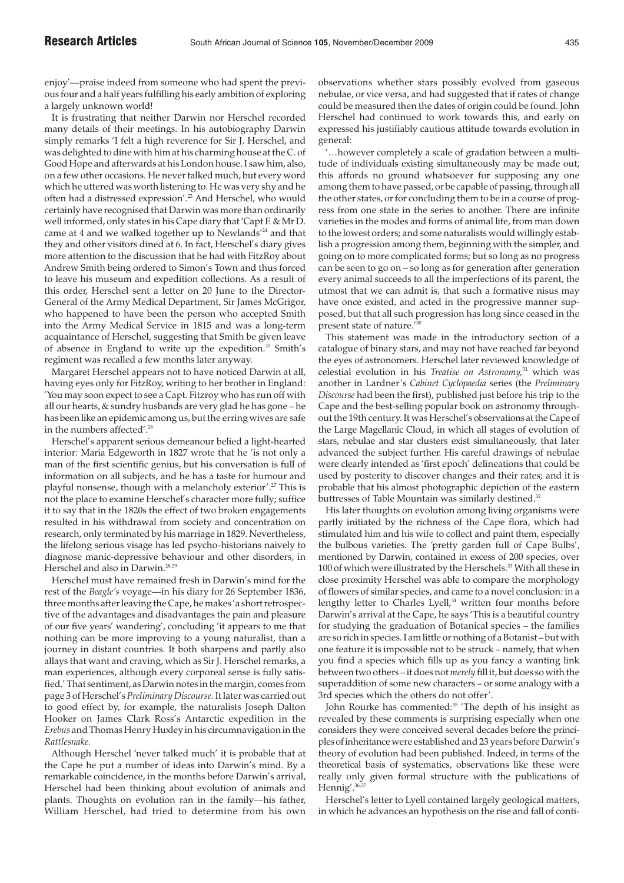enjoy'—praise indeed from someone who had spent the previous four and a half years fulfilling his early ambition of exploring a largely unknown world!

It is frustrating that neither Darwin nor Herschel recorded many details of their meetings. In his autobiography Darwin simply remarks 'I felt a high reverence for Sir J. Herschel, and was delighted to dine with him at his charming house at the C. of Good Hope and afterwards at his London house. I saw him, also, on a few other occasions. He never talked much, but every word which he uttered was worth listening to. He was very shy and he often had a distressed expression'.[23] And Herschel, who would certainly have recognised that Darwin was more than ordinarily well informed, only states in his Cape diary that 'Capt F. & Mr D. came at 4 and we walked together up to Newlands'[24] and that they and other visitors dined at 6. In fact, Herschel's diary gives more attention to the discussion that he had with FitzRoy about Andrew Smith being ordered to Simon's Town and thus forced to leave his museum and expedition collections. As a result of this order, Herschel sent a letter on 20 June to the Director-General of the Army Medical Department, Sir James McGrigor, who happened to have been the person who accepted Smith into the Army Medical Service in 1815 and was a long-term acquaintance of Herschel, suggesting that Smith be given leave of absence in England to write up the expedition.[25] Smith's regiment was recalled a few months later anyway.

Margaret Herschel appears not to have noticed Darwin at all, having eyes only for FitzRoy, writing to her brother in England: 'You may soon expect to see a Capt. Fitzroy who has run off with all our hearts, & sundry husbands are very glad he has gone – he has been like an epidemic among us, but the erring wives are safe in the numbers affected'.[26]

Herschel's apparent serious demeanour belied a light-hearted interior: Maria Edgeworth in 1827 wrote that he 'is not only a man of the first scientific genius, but his conversation is full of information on all subjects, and he has a taste for humour and playful nonsense, though with a melancholy exterior'.[27] This is not the place to examine Herschel's character more fully; suffice it to say that in the 1820s the effect of two broken engagements resulted in his withdrawal from society and concentration on research, only terminated by his marriage in 1829. Nevertheless, the lifelong serious visage has led psycho-historians naively to diagnose manic-depressive behaviour and other disorders, in Herschel and also in Darwin.[28,29]

Herschel must have remained fresh in Darwin's mind for the rest of the *Beagle's* voyage—in his diary for 26 September 1836, three months after leaving the Cape, he makes 'a short retrospective of the advantages and disadvantages the pain and pleasure of our five years' wandering', concluding 'it appears to me that nothing can be more improving to a young naturalist, than a journey in distant countries. It both sharpens and partly also allays that want and craving, which as Sir J. Herschel remarks, a man experiences, although every corporeal sense is fully satisfied.' That sentiment, as Darwin notes in the margin, comes from page 3 of Herschel's *Preliminary Discourse.* It later was carried out to good effect by, for example, the naturalists Joseph Dalton Hooker on James Clark Ross's Antarctic expedition in the *Erebus* and Thomas Henry Huxley in his circumnavigation in the *Rattlesnake.*

Although Herschel 'never talked much' it is probable that at the Cape he put a number of ideas into Darwin's mind. By a remarkable coincidence, in the months before Darwin's arrival, Herschel had been thinking about evolution of animals and plants. Thoughts on evolution ran in the family—his father, William Herschel, had tried to determine from his own observations whether stars possibly evolved from gaseous nebulae, or vice versa, and had suggested that if rates of change could be measured then the dates of origin could be found. John Herschel had continued to work towards this, and early on expressed his justifiably cautious attitude towards evolution in general:

'…however completely a scale of gradation between a multitude of individuals existing simultaneously may be made out, this affords no ground whatsoever for supposing any one among them to have passed, or be capable of passing, through all the other states, or for concluding them to be in a course of progress from one state in the series to another. There are infinite varieties in the modes and forms of animal life, from man down to the lowest orders; and some naturalists would willingly establish a progression among them, beginning with the simpler, and going on to more complicated forms; but so long as no progress can be seen to go on – so long as for generation after generation every animal succeeds to all the imperfections of its parent, the utmost that we can admit is, that such a formative nisus may have once existed, and acted in the progressive manner supposed, but that all such progression has long since ceased in the present state of nature.'[30]

This statement was made in the introductory section of a catalogue of binary stars, and may not have reached far beyond the eyes of astronomers. Herschel later reviewed knowledge of celestial evolution in his *Treatise on Astronomy,*[31] which was another in Lardner's *Cabinet Cyclopaedia* series (the *Preliminary Discourse* had been the first), published just before his trip to the Cape and the best-selling popular book on astronomy throughout the 19th century. It was Herschel's observations at the Cape of the Large Magellanic Cloud, in which all stages of evolution of stars, nebulae and star clusters exist simultaneously, that later advanced the subject further. His careful drawings of nebulae were clearly intended as 'first epoch' delineations that could be used by posterity to discover changes and their rates; and it is probable that his almost photographic depiction of the eastern buttresses of Table Mountain was similarly destined.[32]

His later thoughts on evolution among living organisms were partly initiated by the richness of the Cape flora, which had stimulated him and his wife to collect and paint them, especially the bulbous varieties. The 'pretty garden full of Cape Bulbs', mentioned by Darwin, contained in excess of 200 species, over 100 of which were illustrated by the Herschels.[33] With all these in close proximity Herschel was able to compare the morphology of flowers of similar species, and came to a novel conclusion: in a lengthy letter to Charles Lyell,[34] written four months before Darwin's arrival at the Cape, he says 'This is a beautiful country for studying the graduation of Botanical species – the families are so rich in species. I am little or nothing of a Botanist – but with one feature it is impossible not to be struck – namely, that when you find a species which fills up as you fancy a wanting link between two others – it does not *merely* fill it, but does so with the superaddition of some new characters – or some analogy with a 3rd species which the others do not offer'.

John Rourke has commented:[35] 'The depth of his insight as revealed by these comments is surprising especially when one considers they were conceived several decades before the principles of inheritance were established and 23 years before Darwin's theory of evolution had been published. Indeed, in terms of the theoretical basis of systematics, observations like these were really only given formal structure with the publications of Hennig'.[36,37]

Herschel's letter to Lyell contained largely geological matters, in which he advances an hypothesis on the rise and fall of conti-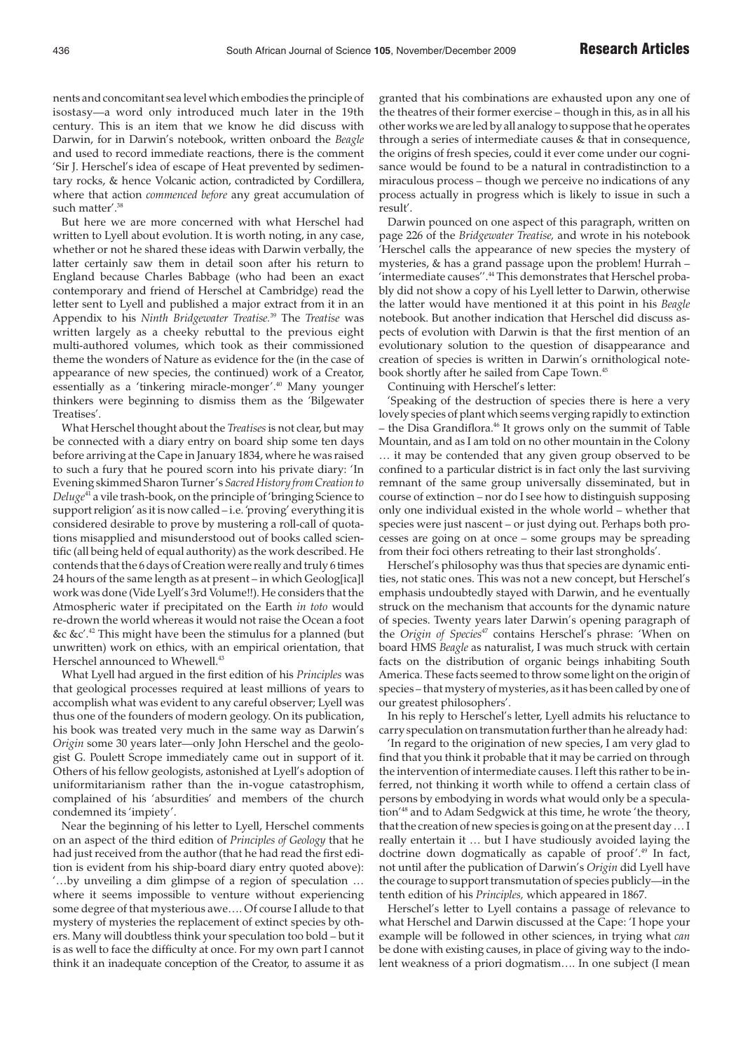nents and concomitant sea level which embodies the principle of isostasy—a word only introduced much later in the 19th century. This is an item that we know he did discuss with Darwin, for in Darwin's notebook, written onboard the *Beagle* and used to record immediate reactions, there is the comment 'Sir J. Herschel's idea of escape of Heat prevented by sedimentary rocks, & hence Volcanic action, contradicted by Cordillera, where that action *commenced before* any great accumulation of such matter'.[38]

But here we are more concerned with what Herschel had written to Lyell about evolution. It is worth noting, in any case, whether or not he shared these ideas with Darwin verbally, the latter certainly saw them in detail soon after his return to England because Charles Babbage (who had been an exact contemporary and friend of Herschel at Cambridge) read the letter sent to Lyell and published a major extract from it in an Appendix to his *Ninth Bridgewater Treatise*.[39] The *Treatise* was written largely as a cheeky rebuttal to the previous eight multi-authored volumes, which took as their commissioned theme the wonders of Nature as evidence for the (in the case of appearance of new species, the continued) work of a Creator, essentially as a 'tinkering miracle-monger'.[40] Many younger thinkers were beginning to dismiss them as the 'Bilgewater Treatises'.

What Herschel thought about the *Treatises* is not clear, but may be connected with a diary entry on board ship some ten days before arriving at the Cape in January 1834, where he was raised to such a fury that he poured scorn into his private diary: 'In Evening skimmed Sharon Turner's *Sacred History from Creation to Deluge*[41] a vile trash-book, on the principle of 'bringing Science to support religion' as it is now called – i.e. 'proving' everything it is considered desirable to prove by mustering a roll-call of quotations misapplied and misunderstood out of books called scientific (all being held of equal authority) as the work described. He contends that the 6 days of Creation were really and truly 6 times 24 hours of the same length as at present – in which Geolog[ica]l work was done (Vide Lyell's 3rd Volume!!). He considers that the Atmospheric water if precipitated on the Earth *in toto* would re-drown the world whereas it would not raise the Ocean a foot &c &c'.[42] This might have been the stimulus for a planned (but unwritten) work on ethics, with an empirical orientation, that Herschel announced to Whewell.[43]

What Lyell had argued in the first edition of his *Principles* was that geological processes required at least millions of years to accomplish what was evident to any careful observer; Lyell was thus one of the founders of modern geology. On its publication, his book was treated very much in the same way as Darwin's *Origin* some 30 years later—only John Herschel and the geologist G. Poulett Scrope immediately came out in support of it. Others of his fellow geologists, astonished at Lyell's adoption of uniformitarianism rather than the in-vogue catastrophism, complained of his 'absurdities' and members of the church condemned its 'impiety'.

Near the beginning of his letter to Lyell, Herschel comments on an aspect of the third edition of *Principles of Geology* that he had just received from the author (that he had read the first edition is evident from his ship-board diary entry quoted above): '…by unveiling a dim glimpse of a region of speculation … where it seems impossible to venture without experiencing some degree of that mysterious awe…. Of course I allude to that mystery of mysteries the replacement of extinct species by others. Many will doubtless think your speculation too bold – but it is as well to face the difficulty at once. For my own part I cannot think it an inadequate conception of the Creator, to assume it as granted that his combinations are exhausted upon any one of the theatres of their former exercise – though in this, as in all his other works we are led by all analogy to suppose that he operates through a series of intermediate causes & that in consequence, the origins of fresh species, could it ever come under our cognisance would be found to be a natural in contradistinction to a miraculous process – though we perceive no indications of any process actually in progress which is likely to issue in such a result'.

Darwin pounced on one aspect of this paragraph, written on page 226 of the *Bridgewater Treatise,* and wrote in his notebook 'Herschel calls the appearance of new species the mystery of mysteries, & has a grand passage upon the problem! Hurrah – 'intermediate causes''.[44] This demonstrates that Herschel probably did not show a copy of his Lyell letter to Darwin, otherwise the latter would have mentioned it at this point in his *Beagle* notebook. But another indication that Herschel did discuss aspects of evolution with Darwin is that the first mention of an evolutionary solution to the question of disappearance and creation of species is written in Darwin's ornithological notebook shortly after he sailed from Cape Town.[45]

Continuing with Herschel's letter:

'Speaking of the destruction of species there is here a very lovely species of plant which seems verging rapidly to extinction – the Disa Grandiflora.[46] It grows only on the summit of Table Mountain, and as I am told on no other mountain in the Colony … it may be contended that any given group observed to be confined to a particular district is in fact only the last surviving remnant of the same group universally disseminated, but in course of extinction – nor do I see how to distinguish supposing only one individual existed in the whole world – whether that species were just nascent – or just dying out. Perhaps both processes are going on at once – some groups may be spreading from their foci others retreating to their last strongholds'.

Herschel's philosophy was thus that species are dynamic entities, not static ones. This was not a new concept, but Herschel's emphasis undoubtedly stayed with Darwin, and he eventually struck on the mechanism that accounts for the dynamic nature of species. Twenty years later Darwin's opening paragraph of the *Origin of Species*[47] contains Herschel's phrase: 'When on board HMS *Beagle* as naturalist, I was much struck with certain facts on the distribution of organic beings inhabiting South America. These facts seemed to throw some light on the origin of species – that mystery of mysteries, as it has been called by one of our greatest philosophers'.

In his reply to Herschel's letter, Lyell admits his reluctance to carry speculation on transmutation further than he already had:

'In regard to the origination of new species, I am very glad to find that you think it probable that it may be carried on through the intervention of intermediate causes. I left this rather to be inferred, not thinking it worth while to offend a certain class of persons by embodying in words what would only be a speculation'[48] and to Adam Sedgwick at this time, he wrote 'the theory, that the creation of new species is going on at the present day … I really entertain it … but I have studiously avoided laying the doctrine down dogmatically as capable of proof'.[49] In fact, not until after the publication of Darwin's *Origin* did Lyell have the courage to support transmutation of species publicly—in the tenth edition of his *Principles,* which appeared in 1867.

Herschel's letter to Lyell contains a passage of relevance to what Herschel and Darwin discussed at the Cape: 'I hope your example will be followed in other sciences, in trying what *can* be done with existing causes, in place of giving way to the indolent weakness of a priori dogmatism…. In one subject (I mean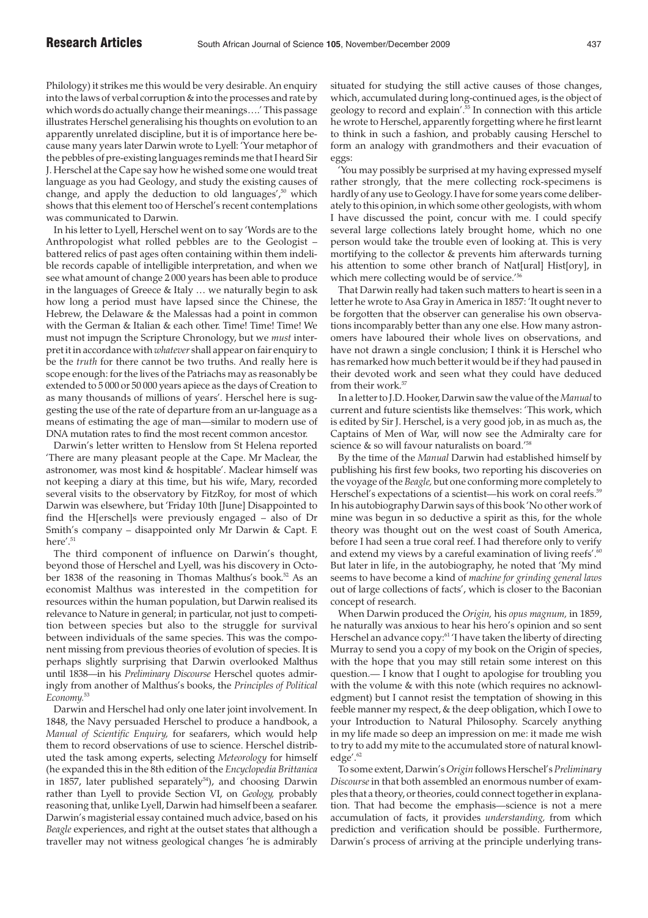Philology) it strikes me this would be very desirable. An enquiry into the laws of verbal corruption & into the processes and rate by which words do actually change their meanings….' This passage illustrates Herschel generalising his thoughts on evolution to an apparently unrelated discipline, but it is of importance here because many years later Darwin wrote to Lyell: 'Your metaphor of the pebbles of pre-existing languages reminds me that I heard Sir J. Herschel at the Cape say how he wished some one would treat language as you had Geology, and study the existing causes of change, and apply the deduction to old languages',[50] which shows that this element too of Herschel's recent contemplations was communicated to Darwin.

In his letter to Lyell, Herschel went on to say 'Words are to the Anthropologist what rolled pebbles are to the Geologist – battered relics of past ages often containing within them indelible records capable of intelligible interpretation, and when we see what amount of change 2 000 years has been able to produce in the languages of Greece & Italy … we naturally begin to ask how long a period must have lapsed since the Chinese, the Hebrew, the Delaware & the Malessas had a point in common with the German & Italian & each other. Time! Time! Time! We must not impugn the Scripture Chronology, but we *must* interpret it in accordance with *whatever* shall appear on fair enquiry to be the *truth* for there cannot be two truths. And really here is scope enough: for the lives of the Patriachs may as reasonably be extended to 5 000 or 50 000 years apiece as the days of Creation to as many thousands of millions of years'. Herschel here is suggesting the use of the rate of departure from an ur-language as a means of estimating the age of man—similar to modern use of DNA mutation rates to find the most recent common ancestor.

Darwin's letter written to Henslow from St Helena reported 'There are many pleasant people at the Cape. Mr Maclear, the astronomer, was most kind & hospitable'. Maclear himself was not keeping a diary at this time, but his wife, Mary, recorded several visits to the observatory by FitzRoy, for most of which Darwin was elsewhere, but 'Friday 10th [June] Disappointed to find the H[erschel]s were previously engaged – also of Dr Smith's company – disappointed only Mr Darwin & Capt. F. here'.[51]

The third component of influence on Darwin's thought, beyond those of Herschel and Lyell, was his discovery in October 1838 of the reasoning in Thomas Malthus's book.[52] As an economist Malthus was interested in the competition for resources within the human population, but Darwin realised its relevance to Nature in general; in particular, not just to competition between species but also to the struggle for survival between individuals of the same species. This was the component missing from previous theories of evolution of species. It is perhaps slightly surprising that Darwin overlooked Malthus until 1838—in his *Preliminary Discourse* Herschel quotes admiringly from another of Malthus's books, the *Principles of Political Economy.*[53]

Darwin and Herschel had only one later joint involvement. In 1848, the Navy persuaded Herschel to produce a handbook, a *Manual of Scientific Enquiry,* for seafarers, which would help them to record observations of use to science. Herschel distributed the task among experts, selecting *Meteorology* for himself (he expanded this in the 8th edition of the *Encyclopedia Brittanica* in 1857, later published separately[54]), and choosing Darwin rather than Lyell to provide Section VI, on *Geology,* probably reasoning that, unlike Lyell, Darwin had himself been a seafarer. Darwin's magisterial essay contained much advice, based on his *Beagle* experiences, and right at the outset states that although a traveller may not witness geological changes 'he is admirably situated for studying the still active causes of those changes, which, accumulated during long-continued ages, is the object of geology to record and explain'.[55] In connection with this article he wrote to Herschel, apparently forgetting where he first learnt to think in such a fashion, and probably causing Herschel to form an analogy with grandmothers and their evacuation of eggs:

'You may possibly be surprised at my having expressed myself rather strongly, that the mere collecting rock-specimens is hardly of any use to Geology. I have for some years come deliberately to this opinion, in which some other geologists, with whom I have discussed the point, concur with me. I could specify several large collections lately brought home, which no one person would take the trouble even of looking at. This is very mortifying to the collector & prevents him afterwards turning his attention to some other branch of Nat[ural] Hist[ory], in which mere collecting would be of service.'[56]

That Darwin really had taken such matters to heart is seen in a letter he wrote to Asa Gray in America in 1857: 'It ought never to be forgotten that the observer can generalise his own observations incomparably better than any one else. How many astronomers have laboured their whole lives on observations, and have not drawn a single conclusion; I think it is Herschel who has remarked how much better it would be if they had paused in their devoted work and seen what they could have deduced from their work.[57]

In a letter to J.D. Hooker, Darwin saw the value of the *Manual* to current and future scientists like themselves: 'This work, which is edited by Sir J. Herschel, is a very good job, in as much as, the Captains of Men of War, will now see the Admiralty care for science & so will favour naturalists on board.'[58]

By the time of the *Manual* Darwin had established himself by publishing his first few books, two reporting his discoveries on the voyage of the *Beagle,* but one conforming more completely to Herschel's expectations of a scientist—his work on coral reefs.[59] In his autobiography Darwin says of this book 'No other work of mine was begun in so deductive a spirit as this, for the whole theory was thought out on the west coast of South America, before I had seen a true coral reef. I had therefore only to verify and extend my views by a careful examination of living reefs'.[60] But later in life, in the autobiography, he noted that 'My mind seems to have become a kind of *machine for grinding general laws* out of large collections of facts', which is closer to the Baconian concept of research.

When Darwin produced the *Origin,* his *opus magnum,* in 1859, he naturally was anxious to hear his hero's opinion and so sent Herschel an advance copy:[61] 'I have taken the liberty of directing Murray to send you a copy of my book on the Origin of species, with the hope that you may still retain some interest on this question.— I know that I ought to apologise for troubling you with the volume & with this note (which requires no acknowledgment) but I cannot resist the temptation of showing in this feeble manner my respect, & the deep obligation, which I owe to your Introduction to Natural Philosophy. Scarcely anything in my life made so deep an impression on me: it made me wish to try to add my mite to the accumulated store of natural knowledge'.[62]

To some extent, Darwin's *Origin* follows Herschel's *Preliminary Discourse* in that both assembled an enormous number of examples that a theory, or theories, could connect together in explanation. That had become the emphasis—science is not a mere accumulation of facts, it provides *understanding,* from which prediction and verification should be possible. Furthermore, Darwin's process of arriving at the principle underlying trans-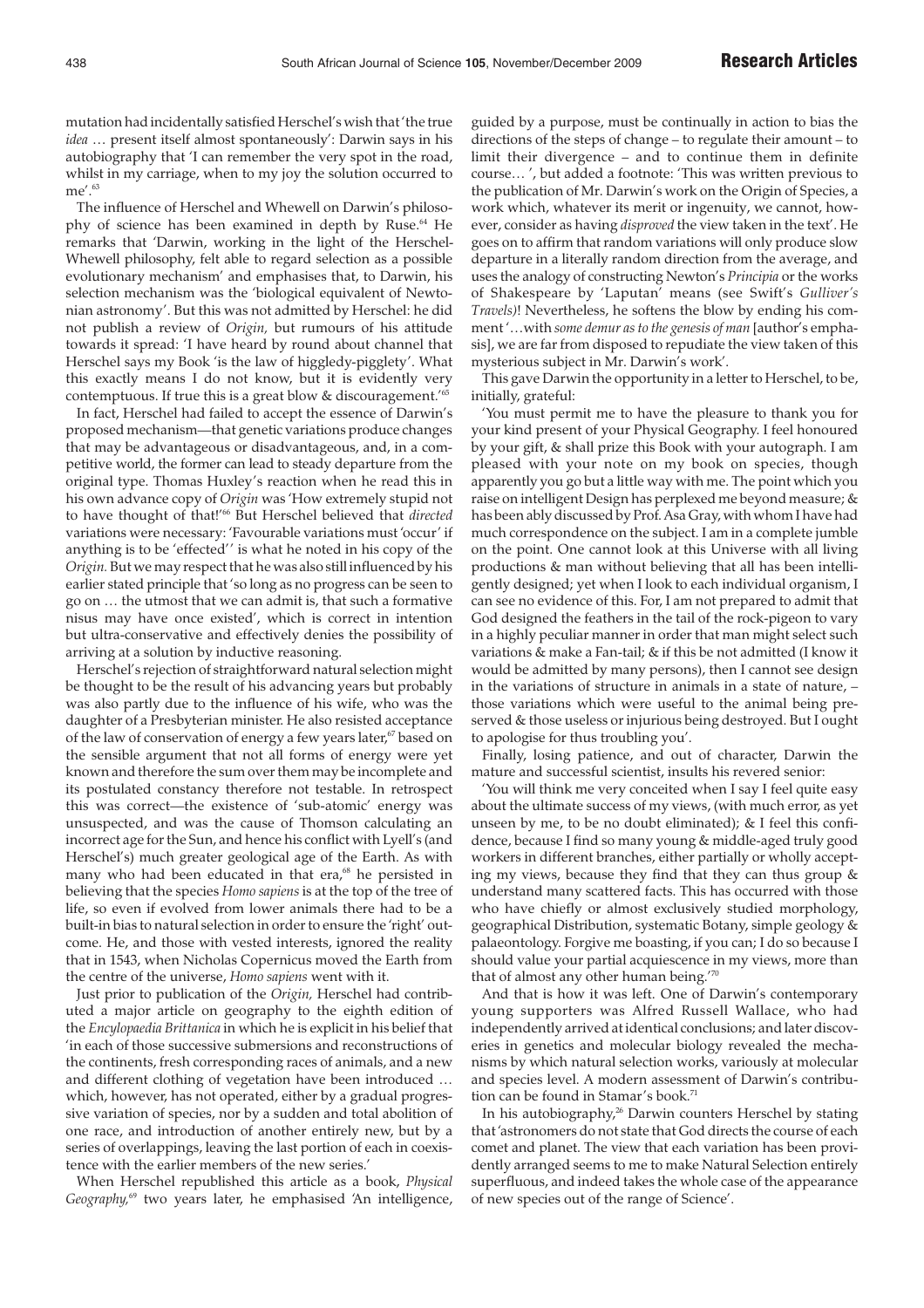mutation had incidentally satisfied Herschel's wish that 'the true *idea* … present itself almost spontaneously': Darwin says in his autobiography that 'I can remember the very spot in the road, whilst in my carriage, when to my joy the solution occurred to me'.[63]

The influence of Herschel and Whewell on Darwin's philosophy of science has been examined in depth by Ruse.[64] He remarks that 'Darwin, working in the light of the Herschel-Whewell philosophy, felt able to regard selection as a possible evolutionary mechanism' and emphasises that, to Darwin, his selection mechanism was the 'biological equivalent of Newtonian astronomy'. But this was not admitted by Herschel: he did not publish a review of *Origin,* but rumours of his attitude towards it spread: 'I have heard by round about channel that Herschel says my Book 'is the law of higgledy-pigglety'. What this exactly means I do not know, but it is evidently very contemptuous. If true this is a great blow & discouragement.'[65]

In fact, Herschel had failed to accept the essence of Darwin's proposed mechanism—that genetic variations produce changes that may be advantageous or disadvantageous, and, in a competitive world, the former can lead to steady departure from the original type. Thomas Huxley's reaction when he read this in his own advance copy of *Origin* was 'How extremely stupid not to have thought of that!'[66] But Herschel believed that *directed* variations were necessary: 'Favourable variations must 'occur' if anything is to be 'effected'' is what he noted in his copy of the *Origin.* But we may respect that he was also still influenced by his earlier stated principle that 'so long as no progress can be seen to go on … the utmost that we can admit is, that such a formative nisus may have once existed', which is correct in intention but ultra-conservative and effectively denies the possibility of arriving at a solution by inductive reasoning.

Herschel's rejection of straightforward natural selection might be thought to be the result of his advancing years but probably was also partly due to the influence of his wife, who was the daughter of a Presbyterian minister. He also resisted acceptance of the law of conservation of energy a few years later,[67] based on the sensible argument that not all forms of energy were yet known and therefore the sum over them may be incomplete and its postulated constancy therefore not testable. In retrospect this was correct—the existence of 'sub-atomic' energy was unsuspected, and was the cause of Thomson calculating an incorrect age for the Sun, and hence his conflict with Lyell's (and Herschel's) much greater geological age of the Earth. As with many who had been educated in that era,[68] he persisted in believing that the species *Homo sapiens* is at the top of the tree of life, so even if evolved from lower animals there had to be a built-in bias to natural selection in order to ensure the 'right' outcome. He, and those with vested interests, ignored the reality that in 1543, when Nicholas Copernicus moved the Earth from the centre of the universe, *Homo sapiens* went with it.

Just prior to publication of the *Origin,* Herschel had contributed a major article on geography to the eighth edition of the *Encylopaedia Brittanica* in which he is explicit in his belief that 'in each of those successive submersions and reconstructions of the continents, fresh corresponding races of animals, and a new and different clothing of vegetation have been introduced … which, however, has not operated, either by a gradual progressive variation of species, nor by a sudden and total abolition of one race, and introduction of another entirely new, but by a series of overlappings, leaving the last portion of each in coexistence with the earlier members of the new series.'

When Herschel republished this article as a book, *Physical Geography,*[69] two years later, he emphasised 'An intelligence, guided by a purpose, must be continually in action to bias the directions of the steps of change – to regulate their amount – to limit their divergence – and to continue them in definite course… ', but added a footnote: 'This was written previous to the publication of Mr. Darwin's work on the Origin of Species, a work which, whatever its merit or ingenuity, we cannot, however, consider as having *disproved* the view taken in the text'. He goes on to affirm that random variations will only produce slow departure in a literally random direction from the average, and uses the analogy of constructing Newton's *Principia* or the works of Shakespeare by 'Laputan' means (see Swift's *Gulliver's Travels)*! Nevertheless, he softens the blow by ending his comment '…with *some demur as to the genesis of man* [author's emphasis], we are far from disposed to repudiate the view taken of this mysterious subject in Mr. Darwin's work'.

This gave Darwin the opportunity in a letter to Herschel, to be, initially, grateful:

'You must permit me to have the pleasure to thank you for your kind present of your Physical Geography. I feel honoured by your gift, & shall prize this Book with your autograph. I am pleased with your note on my book on species, though apparently you go but a little way with me. The point which you raise on intelligent Design has perplexed me beyond measure; & has been ably discussed by Prof. Asa Gray, with whom I have had much correspondence on the subject. I am in a complete jumble on the point. One cannot look at this Universe with all living productions & man without believing that all has been intelligently designed; yet when I look to each individual organism, I can see no evidence of this. For, I am not prepared to admit that God designed the feathers in the tail of the rock-pigeon to vary in a highly peculiar manner in order that man might select such variations & make a Fan-tail; & if this be not admitted (I know it would be admitted by many persons), then I cannot see design in the variations of structure in animals in a state of nature, – those variations which were useful to the animal being preserved & those useless or injurious being destroyed. But I ought to apologise for thus troubling you'.

Finally, losing patience, and out of character, Darwin the mature and successful scientist, insults his revered senior:

'You will think me very conceited when I say I feel quite easy about the ultimate success of my views, (with much error, as yet unseen by me, to be no doubt eliminated); & I feel this confidence, because I find so many young & middle-aged truly good workers in different branches, either partially or wholly accepting my views, because they find that they can thus group & understand many scattered facts. This has occurred with those who have chiefly or almost exclusively studied morphology, geographical Distribution, systematic Botany, simple geology & palaeontology. Forgive me boasting, if you can; I do so because I should value your partial acquiescence in my views, more than that of almost any other human being.'[70]

And that is how it was left. One of Darwin's contemporary young supporters was Alfred Russell Wallace, who had independently arrived at identical conclusions; and later discoveries in genetics and molecular biology revealed the mechanisms by which natural selection works, variously at molecular and species level. A modern assessment of Darwin's contribution can be found in Stamar's book.[71]

In his autobiography,[26] Darwin counters Herschel by stating that 'astronomers do not state that God directs the course of each comet and planet. The view that each variation has been providently arranged seems to me to make Natural Selection entirely superfluous, and indeed takes the whole case of the appearance of new species out of the range of Science'.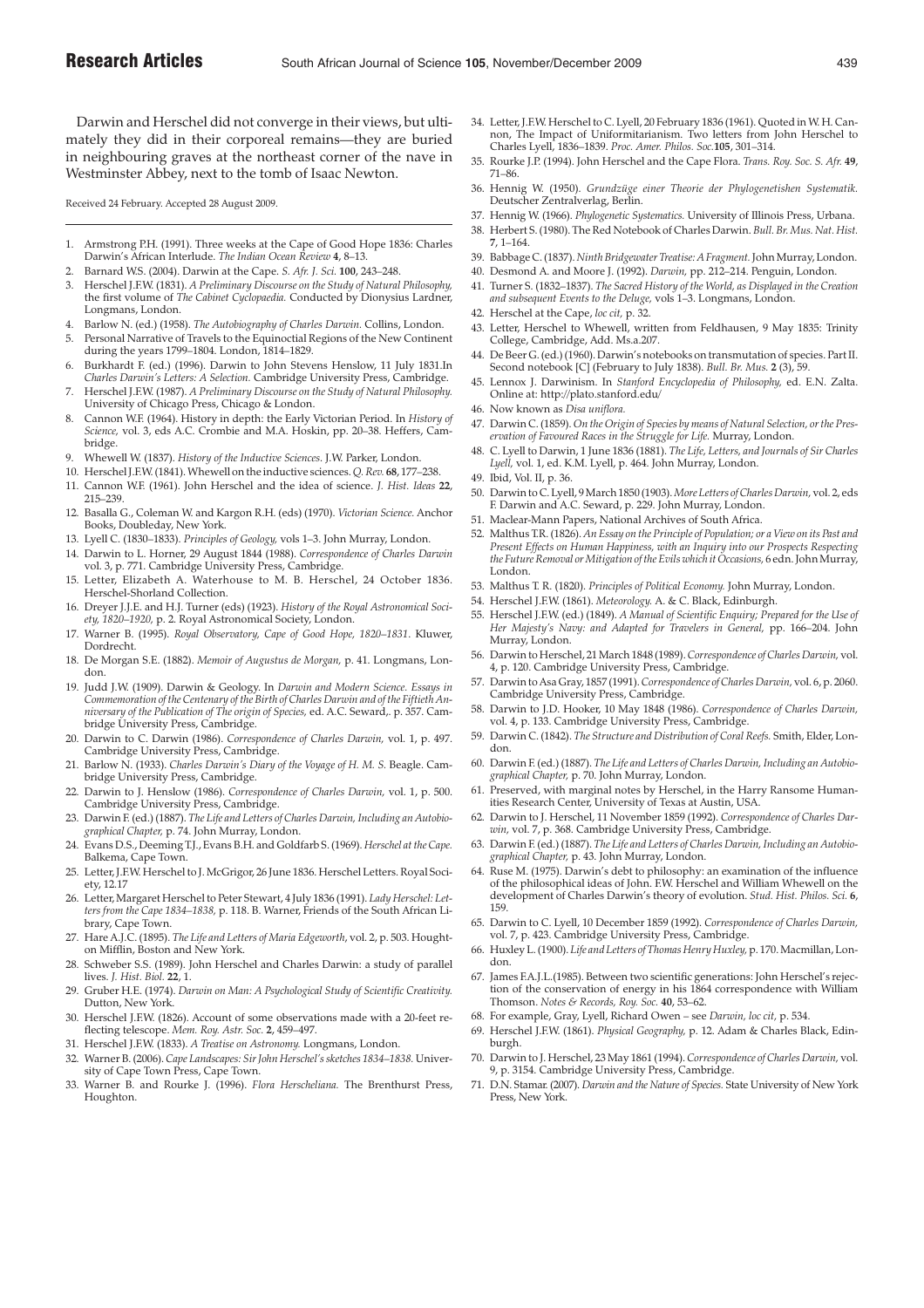Darwin and Herschel did not converge in their views, but ultimately they did in their corporeal remains—they are buried in neighbouring graves at the northeast corner of the nave in Westminster Abbey, next to the tomb of Isaac Newton.

Received 24 February. Accepted 28 August 2009.

---

1. Armstrong P.H. (1991). Three weeks at the Cape of Good Hope 1836: Charles Darwin's African Interlude. *The Indian Ocean Review* **4**, 8–13.
2. Barnard W.S. (2004). Darwin at the Cape. *S. Afr. J. Sci.* **100**, 243–248.
3. Herschel J.F.W. (1831). *A Preliminary Discourse on the Study of Natural Philosophy,* the first volume of *The Cabinet Cyclopaedia.* Conducted by Dionysius Lardner, Longmans, London.
4. Barlow N. (ed.) (1958). *The Autobiography of Charles Darwin.* Collins, London.
5. Personal Narrative of Travels to the Equinoctial Regions of the New Continent during the years 1799–1804. London, 1814–1829.
6. Burkhardt F. (ed.) (1996). Darwin to John Stevens Henslow, 11 July 1831.In *Charles Darwin's Letters: A Selection.* Cambridge University Press, Cambridge.
7. Herschel J.F.W. (1987). *A Preliminary Discourse on the Study of Natural Philosophy.* University of Chicago Press, Chicago & London.
8. Cannon W.F. (1964). History in depth: the Early Victorian Period. In *History of Science,* vol. 3, eds A.C. Crombie and M.A. Hoskin, pp. 20–38. Heffers, Cambridge.
9. Whewell W. (1837). *History of the Inductive Sciences.* J.W. Parker, London.
10. Herschel J.F.W. (1841). Whewell on the inductive sciences. *Q. Rev.* **68**, 177–238.
11. Cannon W.F. (1961). John Herschel and the idea of science. *J. Hist. Ideas* **22**, 215–239.
12. Basalla G., Coleman W. and Kargon R.H. (eds) (1970). *Victorian Science.* Anchor Books, Doubleday, New York.
13. Lyell C. (1830–1833). *Principles of Geology,* vols 1–3. John Murray, London.
14. Darwin to L. Horner, 29 August 1844 (1988). *Correspondence of Charles Darwin* vol. 3, p. 771. Cambridge University Press, Cambridge.
15. Letter, Elizabeth A. Waterhouse to M. B. Herschel, 24 October 1836. Herschel-Shorland Collection.
16. Dreyer J.J.E. and H.J. Turner (eds) (1923). *History of the Royal Astronomical Society, 1820–1920,* p. 2. Royal Astronomical Society, London.
17. Warner B. (1995). *Royal Observatory, Cape of Good Hope, 1820–1831*. Kluwer, Dordrecht.
18. De Morgan S.E. (1882). *Memoir of Augustus de Morgan,* p. 41. Longmans, London.
19. Judd J.W. (1909). Darwin & Geology. In *Darwin and Modern Science. Essays in Commemoration of the Centenary of the Birth of Charles Darwin and of the Fiftieth Anniversary of the Publication of The origin of Species,* ed. A.C. Seward,. p. 357. Cambridge University Press, Cambridge.
20. Darwin to C. Darwin (1986). *Correspondence of Charles Darwin,* vol. 1, p. 497. Cambridge University Press, Cambridge.
21. Barlow N. (1933). *Charles Darwin's Diary of the Voyage of H. M. S.* Beagle. Cambridge University Press, Cambridge.
22. Darwin to J. Henslow (1986). *Correspondence of Charles Darwin,* vol. 1, p. 500. Cambridge University Press, Cambridge.
23. Darwin F. (ed.) (1887). *The Life and Letters of Charles Darwin, Including an Autobiographical Chapter,* p. 74. John Murray, London.
24. Evans D.S., Deeming T.J., Evans B.H. and Goldfarb S. (1969). *Herschel at the Cape.* Balkema, Cape Town.
25. Letter, J.F.W. Herschel to J. McGrigor, 26 June 1836. Herschel Letters. Royal Society, 12.17
26. Letter, Margaret Herschel to Peter Stewart, 4 July 1836 (1991). *Lady Herschel: Letters from the Cape 1834–1838,* p. 118. B. Warner, Friends of the South African Library, Cape Town.
27. Hare A.J.C. (1895). *The Life and Letters of Maria Edgeworth,* vol. 2, p. 503. Houghton Mifflin, Boston and New York.
28. Schweber S.S. (1989). John Herschel and Charles Darwin: a study of parallel lives. *J. Hist. Biol.* **22**, 1.
29. Gruber H.E. (1974). *Darwin on Man: A Psychological Study of Scientific Creativity.* Dutton, New York.
30. Herschel J.F.W. (1826). Account of some observations made with a 20-feet reflecting telescope. *Mem. Roy. Astr. Soc.* **2,** 459–497.
31. Herschel J.F.W. (1833). *A Treatise on Astronomy.* Longmans, London.
32. Warner B. (2006). *Cape Landscapes: Sir John Herschel's sketches 1834–1838.* University of Cape Town Press, Cape Town.
33. Warner B. and Rourke J. (1996). *Flora Herscheliana.* The Brenthurst Press, Houghton.
34. Letter, J.F.W. Herschel to C. Lyell, 20 February 1836 (1961). Quoted in W. H. Cannon, The Impact of Uniformitarianism. Two letters from John Herschel to Charles Lyell, 1836–1839. *Proc. Amer. Philos. Soc.***105**, 301–314.
35. Rourke J.P. (1994). John Herschel and the Cape Flora. *Trans. Roy. Soc. S. Afr.* **49**, 71–86.
36. Hennig W. (1950). *Grundzüge einer Theorie der Phylogenetishen Systematik.* Deutscher Zentralverlag, Berlin.
37. Hennig W. (1966). *Phylogenetic Systematics.* University of Illinois Press, Urbana.
38. Herbert S. (1980). The Red Notebook of Charles Darwin. *Bull. Br. Mus. Nat. Hist.* **7**, 1–164.
39. Babbage C. (1837). *Ninth Bridgewater Treatise: A Fragment.* John Murray, London.
40. Desmond A. and Moore J. (1992). *Darwin,* pp. 212–214. Penguin, London.
41. Turner S. (1832–1837). *The Sacred History of the World, as Displayed in the Creation and subsequent Events to the Deluge,* vols 1–3. Longmans, London.
42. Herschel at the Cape, *loc cit,* p. 32.
43. Letter, Herschel to Whewell, written from Feldhausen, 9 May 1835: Trinity College, Cambridge, Add. Ms.a.207.
44. De Beer G. (ed.) (1960). Darwin's notebooks on transmutation of species. Part II. Second notebook [C] (February to July 1838). *Bull. Br. Mus.* **2** (3), 59.
45. Lennox J. Darwinism. In *Stanford Encyclopedia of Philosophy,* ed. E.N. Zalta. Online at: http://plato.stanford.edu/
46. Now known as *Disa uniflora.*
47. Darwin C. (1859). *On the Origin of Species by means of Natural Selection, or the Preservation of Favoured Races in the Struggle for Life.* Murray, London.
48. C. Lyell to Darwin, 1 June 1836 (1881). *The Life, Letters, and Journals of Sir Charles Lyell,* vol. 1, ed. K.M. Lyell, p. 464. John Murray, London.
49. Ibid, Vol. II, p. 36.
50. Darwin to C. Lyell, 9 March 1850 (1903). *More Letters of Charles Darwin,* vol. 2, eds F. Darwin and A.C. Seward, p. 229. John Murray, London.
51. Maclear-Mann Papers, National Archives of South Africa.
52. Malthus T.R. (1826). *An Essay on the Principle of Population; or a View on its Past and Present Effects on Human Happiness, with an Inquiry into our Prospects Respecting the Future Removal or Mitigation of the Evils which it Occasions,* 6 edn. John Murray, London.
53. Malthus T. R. (1820). *Principles of Political Economy.* John Murray, London.
54. Herschel J.F.W. (1861). *Meteorology.* A. & C. Black, Edinburgh.
55. Herschel J.F.W. (ed.) (1849). *A Manual of Scientific Enquiry; Prepared for the Use of Her Majesty's Navy: and Adapted for Travelers in General,* pp. 166–204. John Murray, London.
56. Darwin to Herschel, 21 March 1848 (1989). *Correspondence of Charles Darwin,* vol. 4, p. 120. Cambridge University Press, Cambridge.
57. Darwin to Asa Gray, 1857 (1991). *Correspondence of Charles Darwin,* vol. 6, p. 2060. Cambridge University Press, Cambridge.
58. Darwin to J.D. Hooker, 10 May 1848 (1986). *Correspondence of Charles Darwin,* vol. 4, p. 133. Cambridge University Press, Cambridge.
59. Darwin C. (1842). *The Structure and Distribution of Coral Reefs.* Smith, Elder, London.
60. Darwin F. (ed.) (1887). *The Life and Letters of Charles Darwin, Including an Autobiographical Chapter,* p. 70. John Murray, London.
61. Preserved, with marginal notes by Herschel, in the Harry Ransome Humanities Research Center, University of Texas at Austin, USA.
62. Darwin to J. Herschel, 11 November 1859 (1992). *Correspondence of Charles Darwin,* vol. 7, p. 368. Cambridge University Press, Cambridge.
63. Darwin F. (ed.) (1887). *The Life and Letters of Charles Darwin, Including an Autobiographical Chapter,* p. 43. John Murray, London.
64. Ruse M. (1975). Darwin's debt to philosophy: an examination of the influence of the philosophical ideas of John. F.W. Herschel and William Whewell on the development of Charles Darwin's theory of evolution. *Stud. Hist. Philos. Sci.* **6**, 159.
65. Darwin to C. Lyell, 10 December 1859 (1992). *Correspondence of Charles Darwin,* vol. 7, p. 423. Cambridge University Press, Cambridge.
66. Huxley L. (1900). *Life and Letters of Thomas Henry Huxley,* p. 170. Macmillan, London.
67. James F.A.J.L.(1985). Between two scientific generations: John Herschel's rejection of the conservation of energy in his 1864 correspondence with William Thomson. *Notes & Records, Roy. Soc.* **40**, 53–62.
68. For example, Gray, Lyell, Richard Owen – see *Darwin, loc cit,* p. 534.
69. Herschel J.F.W. (1861). *Physical Geography,* p. 12. Adam & Charles Black, Edinburgh.
70. Darwin to J. Herschel, 23 May 1861 (1994). *Correspondence of Charles Darwin,* vol. 9, p. 3154. Cambridge University Press, Cambridge.
71. D.N. Stamar. (2007). *Darwin and the Nature of Species.* State University of New York Press, New York.